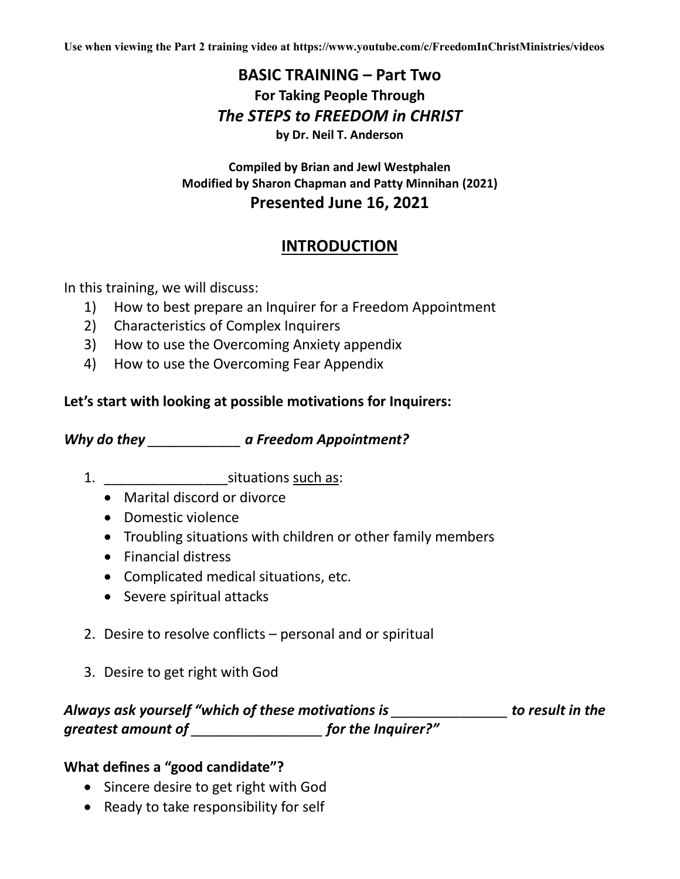**Use when viewing the Part 2 training video at https://www.youtube.com/c/FreedomInChristMinistries/videos**

# BASIC TRAINING – Part Two

## For Taking People Through

## *The STEPS to FREEDOM in CHRIST*

**by Dr. Neil T. Anderson**

**Compiled by Brian and Jewl Westphalen**
**Modified by Sharon Chapman and Patty Minnihan (2021)**

## Presented June 16, 2021

## INTRODUCTION

In this training, we will discuss:

1) How to best prepare an Inquirer for a Freedom Appointment
2) Characteristics of Complex Inquirers
3) How to use the Overcoming Anxiety appendix
4) How to use the Overcoming Fear Appendix

**Let's start with looking at possible motivations for Inquirers:**

***Why do they*** ____________ ***a Freedom Appointment?***

1. ________________situations <u>such as</u>:
   - Marital discord or divorce
   - Domestic violence
   - Troubling situations with children or other family members
   - Financial distress
   - Complicated medical situations, etc.
   - Severe spiritual attacks

2. Desire to resolve conflicts – personal and or spiritual

3. Desire to get right with God

***Always ask yourself "which of these motivations is*** _______________ ***to result in the greatest amount of*** _________________ ***for the Inquirer?"***

**What defines a "good candidate"?**

- Sincere desire to get right with God
- Ready to take responsibility for self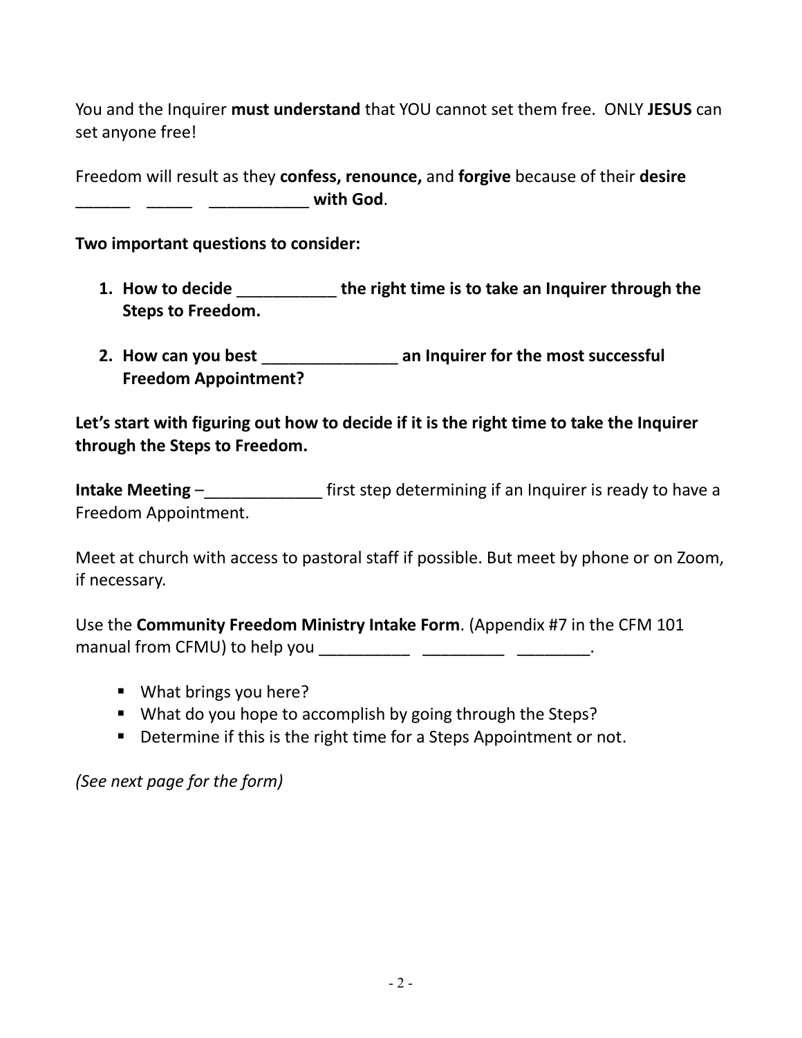You and the Inquirer **must understand** that YOU cannot set them free. ONLY **JESUS** can set anyone free!

Freedom will result as they **confess, renounce,** and **forgive** because of their **desire** ______ _____ ___________ **with God**.

**Two important questions to consider:**

1. **How to decide ___________ the right time is to take an Inquirer through the Steps to Freedom.**
2. **How can you best _______________ an Inquirer for the most successful Freedom Appointment?**

**Let's start with figuring out how to decide if it is the right time to take the Inquirer through the Steps to Freedom.**

**Intake Meeting** –_____________ first step determining if an Inquirer is ready to have a Freedom Appointment.

Meet at church with access to pastoral staff if possible. But meet by phone or on Zoom, if necessary.

Use the **Community Freedom Ministry Intake Form**. (Appendix #7 in the CFM 101 manual from CFMU) to help you __________ _________ ________.

- What brings you here?
- What do you hope to accomplish by going through the Steps?
- Determine if this is the right time for a Steps Appointment or not.

*(See next page for the form)*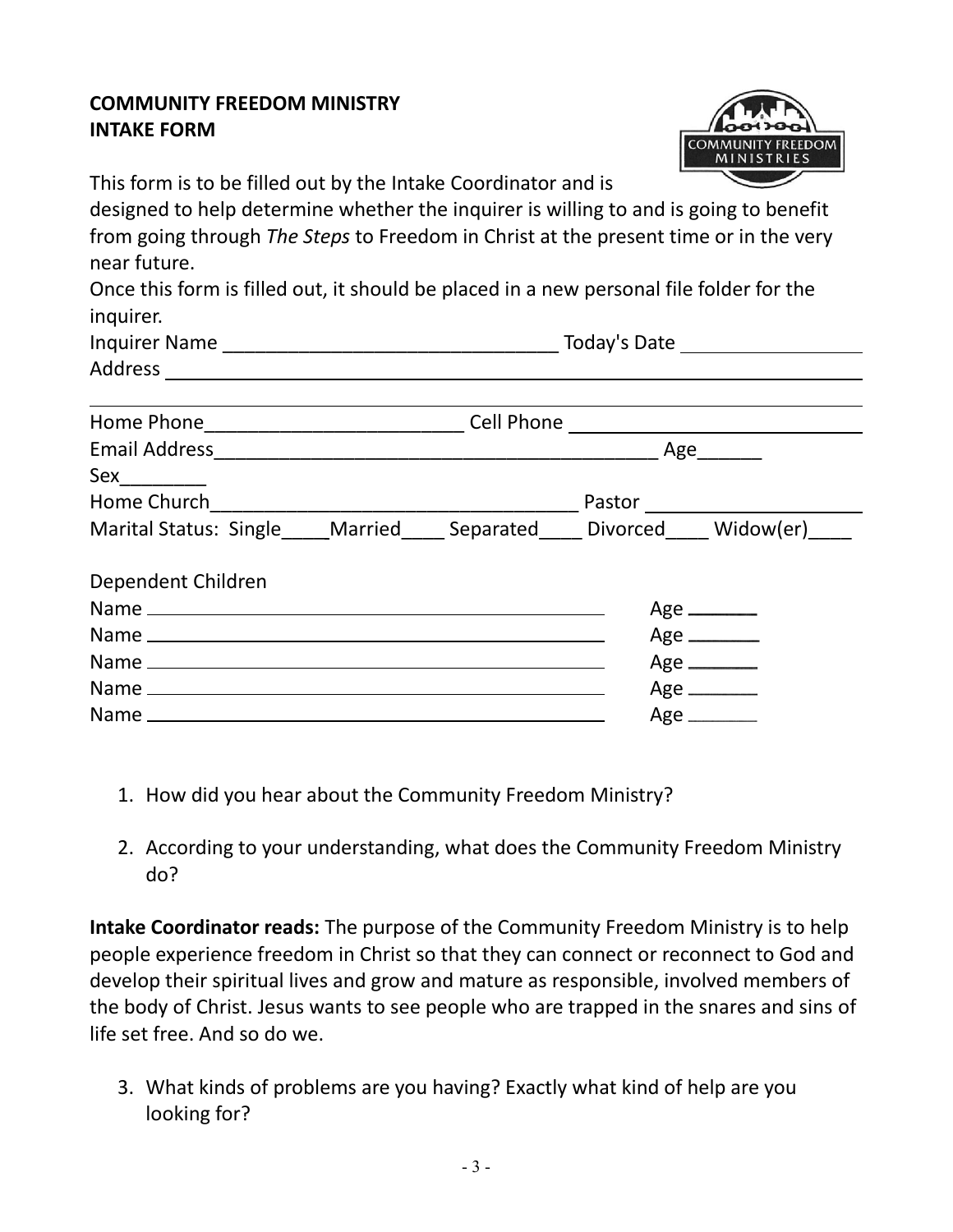**COMMUNITY FREEDOM MINISTRY**
**INTAKE FORM**

This form is to be filled out by the Intake Coordinator and is designed to help determine whether the inquirer is willing to and is going to benefit from going through *The Steps* to Freedom in Christ at the present time or in the very near future.

Once this form is filled out, it should be placed in a new personal file folder for the inquirer.

Inquirer Name ______________________________ Today's Date ________________

Address ______________________________________________________________

_____________________________________________________________________

Home Phone________________________ Cell Phone ___________________________

Email Address__________________________________________ Age______

Sex________

Home Church__________________________________ Pastor ___________________

Marital Status: Single____Married____ Separated____ Divorced____ Widow(er)____

Dependent Children

Name ____________________________________________ Age _______

Name ____________________________________________ Age _______

Name ____________________________________________ Age _______

Name ____________________________________________ Age _______

Name ____________________________________________ Age _______

1. How did you hear about the Community Freedom Ministry?
2. According to your understanding, what does the Community Freedom Ministry do?

**Intake Coordinator reads:** The purpose of the Community Freedom Ministry is to help people experience freedom in Christ so that they can connect or reconnect to God and develop their spiritual lives and grow and mature as responsible, involved members of the body of Christ. Jesus wants to see people who are trapped in the snares and sins of life set free. And so do we.

3. What kinds of problems are you having? Exactly what kind of help are you looking for?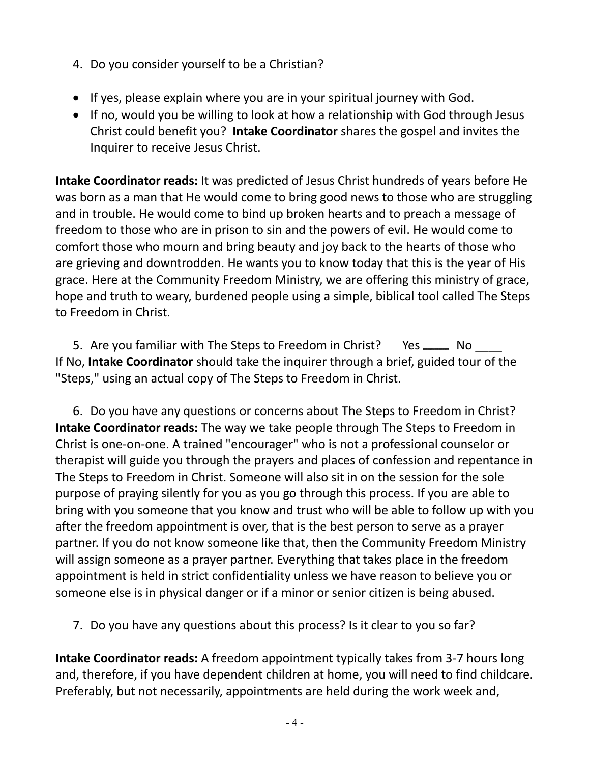4. Do you consider yourself to be a Christian?

- If yes, please explain where you are in your spiritual journey with God.
- If no, would you be willing to look at how a relationship with God through Jesus Christ could benefit you? **Intake Coordinator** shares the gospel and invites the Inquirer to receive Jesus Christ.

**Intake Coordinator reads:** It was predicted of Jesus Christ hundreds of years before He was born as a man that He would come to bring good news to those who are struggling and in trouble. He would come to bind up broken hearts and to preach a message of freedom to those who are in prison to sin and the powers of evil. He would come to comfort those who mourn and bring beauty and joy back to the hearts of those who are grieving and downtrodden. He wants you to know today that this is the year of His grace. Here at the Community Freedom Ministry, we are offering this ministry of grace, hope and truth to weary, burdened people using a simple, biblical tool called The Steps to Freedom in Christ.

5. Are you familiar with The Steps to Freedom in Christ? Yes ____ No ____

If No, **Intake Coordinator** should take the inquirer through a brief, guided tour of the "Steps," using an actual copy of The Steps to Freedom in Christ.

6. Do you have any questions or concerns about The Steps to Freedom in Christ?

**Intake Coordinator reads:** The way we take people through The Steps to Freedom in Christ is one-on-one. A trained "encourager" who is not a professional counselor or therapist will guide you through the prayers and places of confession and repentance in The Steps to Freedom in Christ. Someone will also sit in on the session for the sole purpose of praying silently for you as you go through this process. If you are able to bring with you someone that you know and trust who will be able to follow up with you after the freedom appointment is over, that is the best person to serve as a prayer partner. If you do not know someone like that, then the Community Freedom Ministry will assign someone as a prayer partner. Everything that takes place in the freedom appointment is held in strict confidentiality unless we have reason to believe you or someone else is in physical danger or if a minor or senior citizen is being abused.

7. Do you have any questions about this process? Is it clear to you so far?

**Intake Coordinator reads:** A freedom appointment typically takes from 3-7 hours long and, therefore, if you have dependent children at home, you will need to find childcare. Preferably, but not necessarily, appointments are held during the work week and,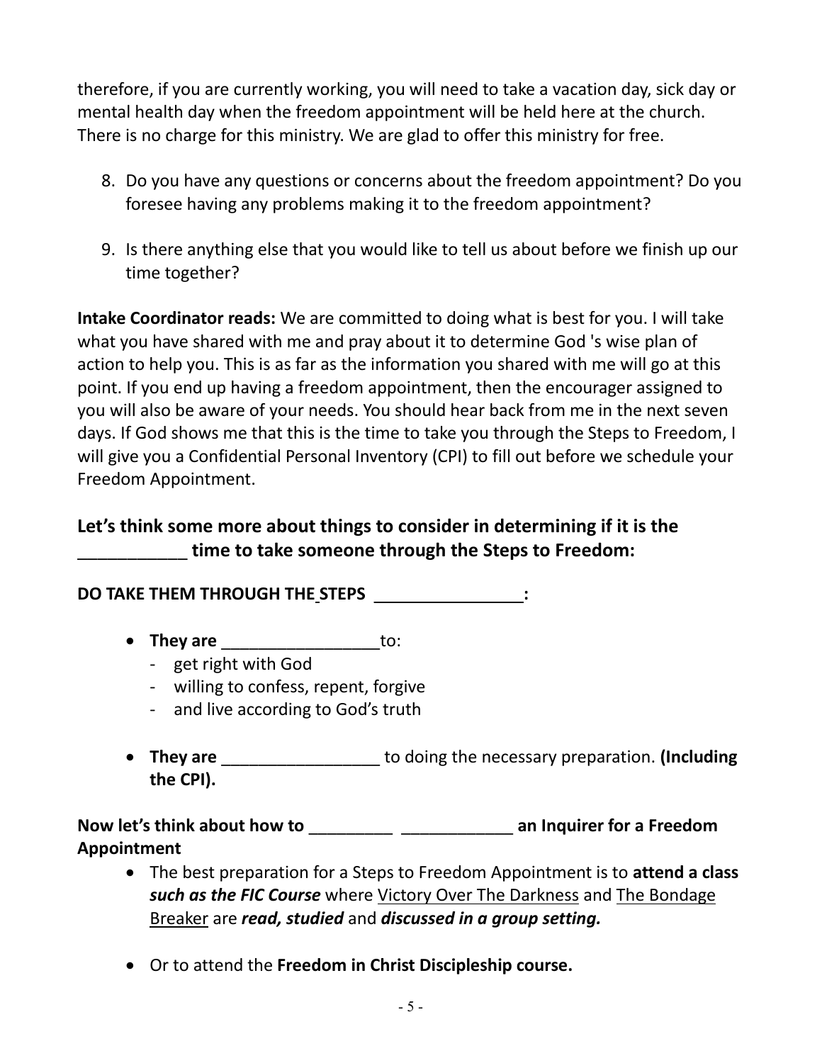therefore, if you are currently working, you will need to take a vacation day, sick day or mental health day when the freedom appointment will be held here at the church. There is no charge for this ministry. We are glad to offer this ministry for free.

8. Do you have any questions or concerns about the freedom appointment? Do you foresee having any problems making it to the freedom appointment?

9. Is there anything else that you would like to tell us about before we finish up our time together?

**Intake Coordinator reads:** We are committed to doing what is best for you. I will take what you have shared with me and pray about it to determine God 's wise plan of action to help you. This is as far as the information you shared with me will go at this point. If you end up having a freedom appointment, then the encourager assigned to you will also be aware of your needs. You should hear back from me in the next seven days. If God shows me that this is the time to take you through the Steps to Freedom, I will give you a Confidential Personal Inventory (CPI) to fill out before we schedule your Freedom Appointment.

## Let's think some more about things to consider in determining if it is the ___________ time to take someone through the Steps to Freedom:

**DO TAKE THEM THROUGH THE STEPS ________________:**

- **They are** _________________ to:
  - get right with God
  - willing to confess, repent, forgive
  - and live according to God's truth

- **They are** _________________ to doing the necessary preparation. **(Including the CPI).**

**Now let's think about how to _________ ____________ an Inquirer for a Freedom Appointment**

- The best preparation for a Steps to Freedom Appointment is to **attend a class *such as the FIC Course*** where Victory Over The Darkness and The Bondage Breaker are ***read, studied*** and ***discussed in a group setting.***

- Or to attend the **Freedom in Christ Discipleship course.**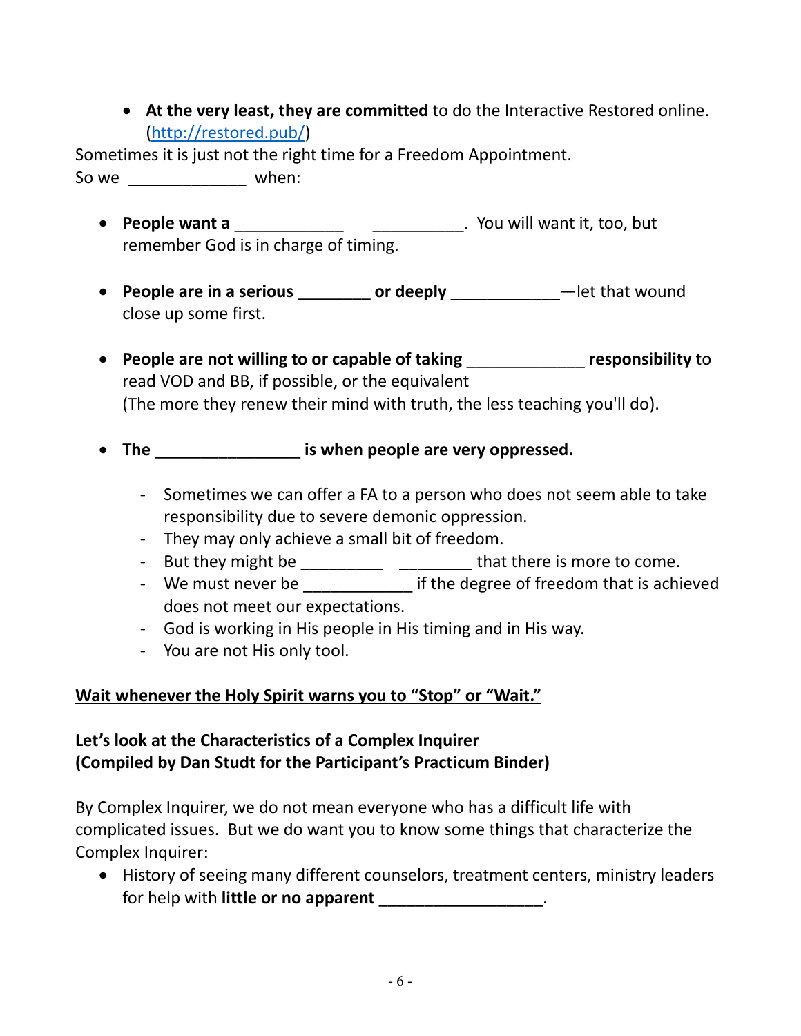- **At the very least, they are committed** to do the Interactive Restored online. (http://restored.pub/)

Sometimes it is just not the right time for a Freedom Appointment.
So we _____________ when:

- **People want a** ____________ __________. You will want it, too, but remember God is in charge of timing.

- **People are in a serious ________ or deeply** ____________—let that wound close up some first.

- **People are not willing to or capable of taking** _____________ **responsibility** to read VOD and BB, if possible, or the equivalent (The more they renew their mind with truth, the less teaching you'll do).

- **The ________________ is when people are very oppressed.**

  - Sometimes we can offer a FA to a person who does not seem able to take responsibility due to severe demonic oppression.
  - They may only achieve a small bit of freedom.
  - But they might be _________ ________ that there is more to come.
  - We must never be ____________ if the degree of freedom that is achieved does not meet our expectations.
  - God is working in His people in His timing and in His way.
  - You are not His only tool.

<u>**Wait whenever the Holy Spirit warns you to "Stop" or "Wait."**</u>

**Let's look at the Characteristics of a Complex Inquirer**
**(Compiled by Dan Studt for the Participant's Practicum Binder)**

By Complex Inquirer, we do not mean everyone who has a difficult life with complicated issues. But we do want you to know some things that characterize the Complex Inquirer:

- History of seeing many different counselors, treatment centers, ministry leaders for help with **little or no apparent** __________________.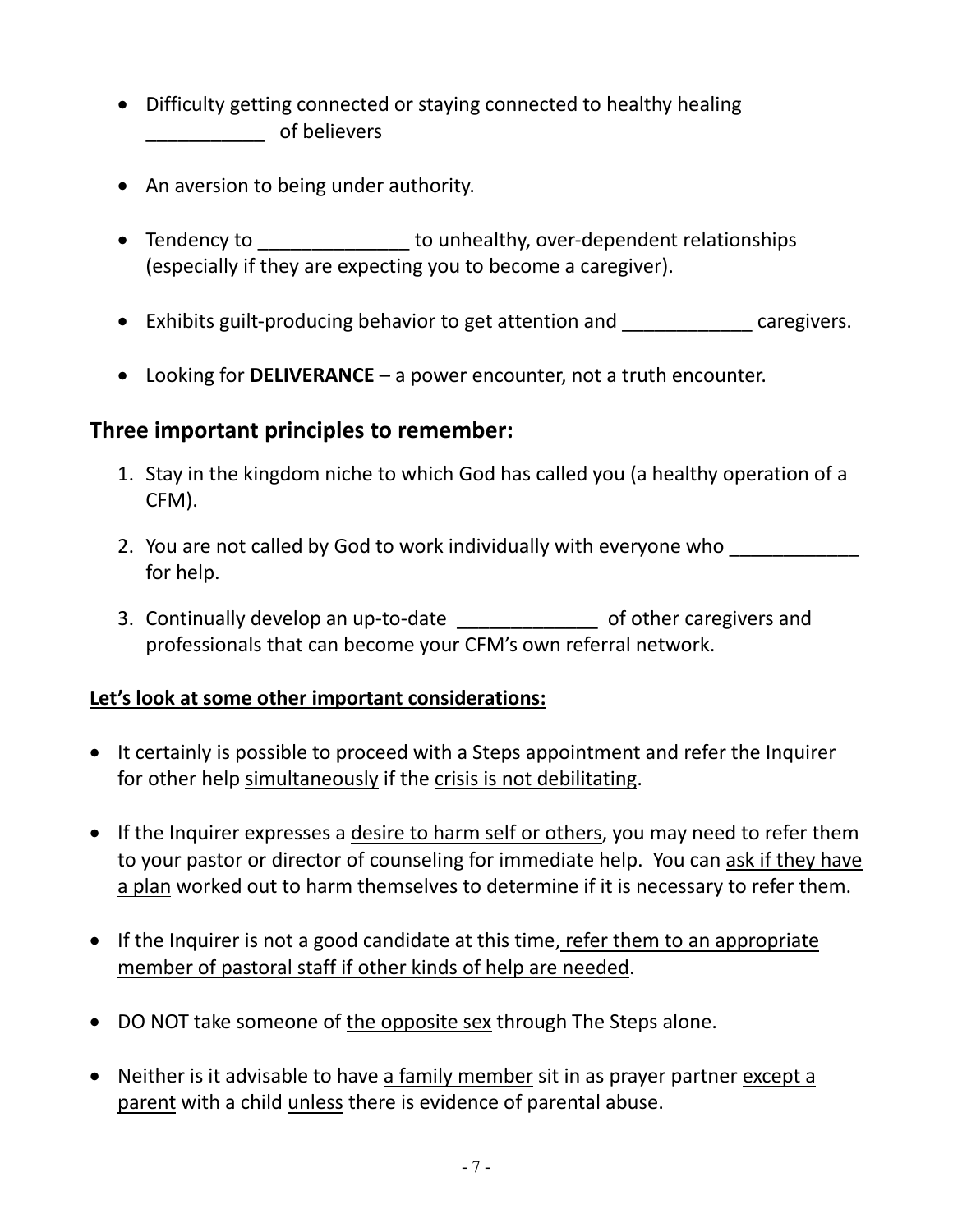- Difficulty getting connected or staying connected to healthy healing ___________ of believers

- An aversion to being under authority.

- Tendency to ______________ to unhealthy, over-dependent relationships (especially if they are expecting you to become a caregiver).

- Exhibits guilt-producing behavior to get attention and ____________ caregivers.

- Looking for **DELIVERANCE** – a power encounter, not a truth encounter.

## Three important principles to remember:

1. Stay in the kingdom niche to which God has called you (a healthy operation of a CFM).

2. You are not called by God to work individually with everyone who ____________ for help.

3. Continually develop an up-to-date _____________ of other caregivers and professionals that can become your CFM's own referral network.

**<u>Let's look at some other important considerations:</u>**

- It certainly is possible to proceed with a Steps appointment and refer the Inquirer for other help <u>simultaneously</u> if the <u>crisis is not debilitating</u>.

- If the Inquirer expresses a <u>desire to harm self or others</u>, you may need to refer them to your pastor or director of counseling for immediate help. You can <u>ask if they have a plan</u> worked out to harm themselves to determine if it is necessary to refer them.

- If the Inquirer is not a good candidate at this time, <u>refer them to an appropriate member of pastoral staff if other kinds of help are needed</u>.

- DO NOT take someone of <u>the opposite sex</u> through The Steps alone.

- Neither is it advisable to have <u>a family member</u> sit in as prayer partner <u>except a parent</u> with a child <u>unless</u> there is evidence of parental abuse.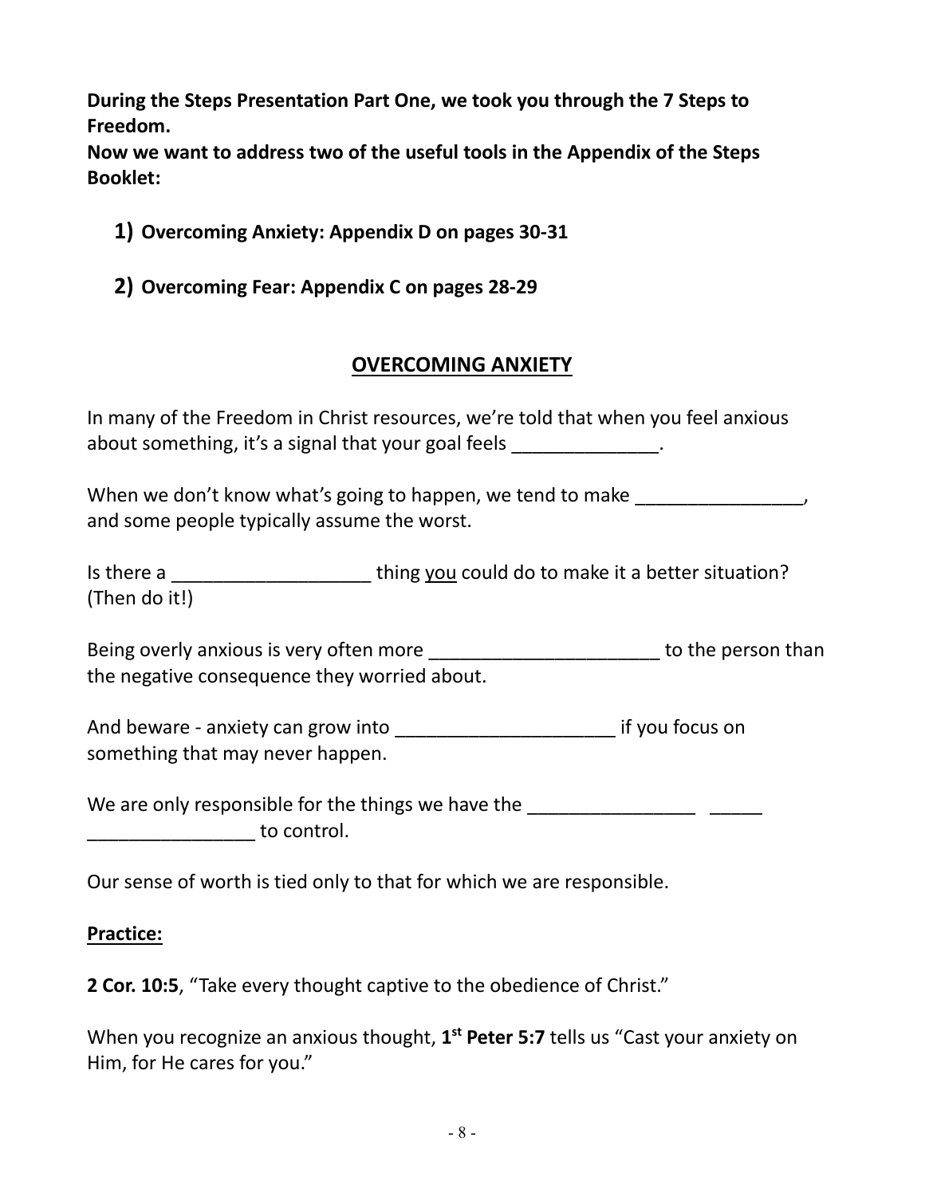**During the Steps Presentation Part One, we took you through the 7 Steps to Freedom.**
**Now we want to address two of the useful tools in the Appendix of the Steps Booklet:**

1) **Overcoming Anxiety: Appendix D on pages 30-31**

2) **Overcoming Fear: Appendix C on pages 28-29**

## OVERCOMING ANXIETY

In many of the Freedom in Christ resources, we're told that when you feel anxious about something, it's a signal that your goal feels ______________.

When we don't know what's going to happen, we tend to make ________________, and some people typically assume the worst.

Is there a ___________________ thing <u>you</u> could do to make it a better situation? (Then do it!)

Being overly anxious is very often more ______________________ to the person than the negative consequence they worried about.

And beware - anxiety can grow into _____________________ if you focus on something that may never happen.

We are only responsible for the things we have the ________________ _____ ________________ to control.

Our sense of worth is tied only to that for which we are responsible.

**<u>Practice:</u>**

**2 Cor. 10:5**, "Take every thought captive to the obedience of Christ."

When you recognize an anxious thought, **1st Peter 5:7** tells us "Cast your anxiety on Him, for He cares for you."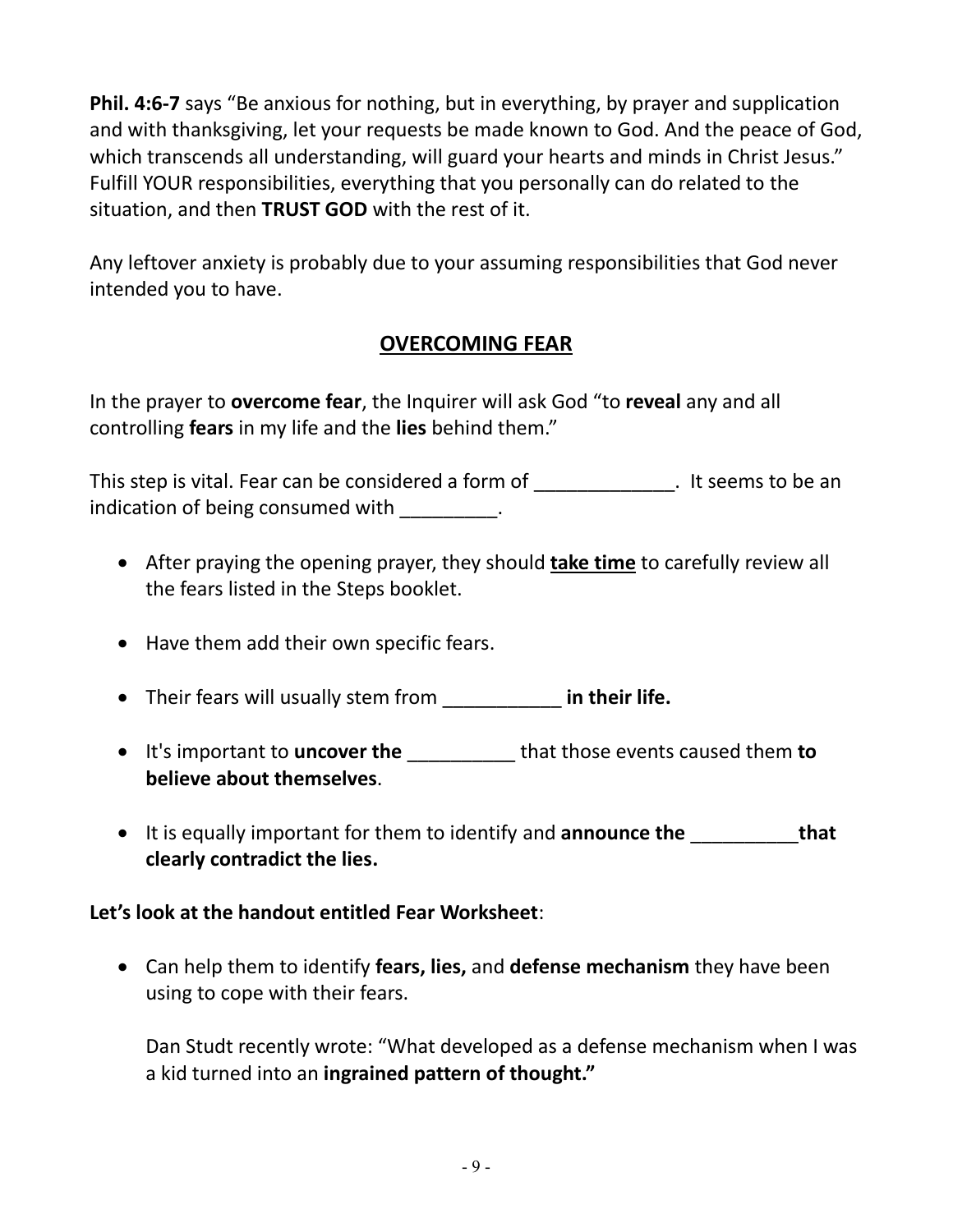**Phil. 4:6-7** says "Be anxious for nothing, but in everything, by prayer and supplication and with thanksgiving, let your requests be made known to God. And the peace of God, which transcends all understanding, will guard your hearts and minds in Christ Jesus." Fulfill YOUR responsibilities, everything that you personally can do related to the situation, and then **TRUST GOD** with the rest of it.

Any leftover anxiety is probably due to your assuming responsibilities that God never intended you to have.

## OVERCOMING FEAR

In the prayer to **overcome fear**, the Inquirer will ask God "to **reveal** any and all controlling **fears** in my life and the **lies** behind them."

This step is vital. Fear can be considered a form of _____________. It seems to be an indication of being consumed with _________.

- After praying the opening prayer, they should **take time** to carefully review all the fears listed in the Steps booklet.
- Have them add their own specific fears.
- Their fears will usually stem from ___________ **in their life.**
- It's important to **uncover the** __________ that those events caused them **to believe about themselves**.
- It is equally important for them to identify and **announce the** __________**that clearly contradict the lies.**

**Let's look at the handout entitled Fear Worksheet**:

- Can help them to identify **fears, lies,** and **defense mechanism** they have been using to cope with their fears.

  Dan Studt recently wrote: "What developed as a defense mechanism when I was a kid turned into an **ingrained pattern of thought."**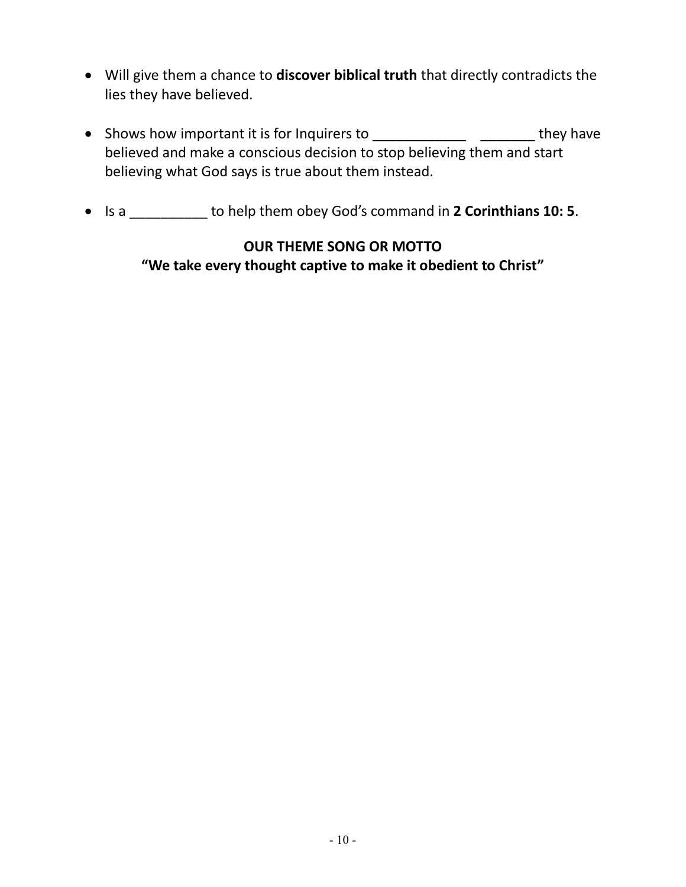- Will give them a chance to **discover biblical truth** that directly contradicts the lies they have believed.

- Shows how important it is for Inquirers to ____________ _______ they have believed and make a conscious decision to stop believing them and start believing what God says is true about them instead.

- Is a __________ to help them obey God's command in **2 Corinthians 10: 5**.

**OUR THEME SONG OR MOTTO**
**"We take every thought captive to make it obedient to Christ"**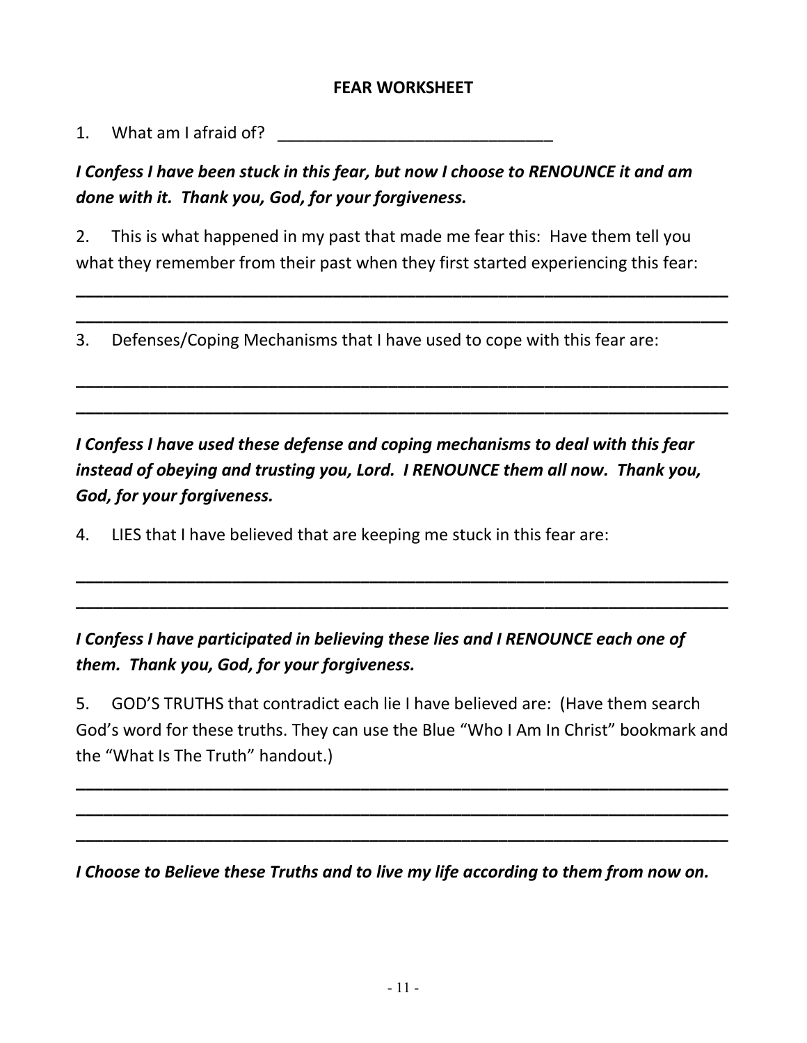## FEAR WORKSHEET

1. What am I afraid of? ______________________________

***I Confess I have been stuck in this fear, but now I choose to RENOUNCE it and am done with it. Thank you, God, for your forgiveness.***

2. This is what happened in my past that made me fear this: Have them tell you what they remember from their past when they first started experiencing this fear:

______________________________________________________________________________
______________________________________________________________________________

3. Defenses/Coping Mechanisms that I have used to cope with this fear are:

______________________________________________________________________________
______________________________________________________________________________

***I Confess I have used these defense and coping mechanisms to deal with this fear instead of obeying and trusting you, Lord. I RENOUNCE them all now. Thank you, God, for your forgiveness.***

4. LIES that I have believed that are keeping me stuck in this fear are:

______________________________________________________________________________
______________________________________________________________________________

***I Confess I have participated in believing these lies and I RENOUNCE each one of them. Thank you, God, for your forgiveness.***

5. GOD'S TRUTHS that contradict each lie I have believed are: (Have them search God's word for these truths. They can use the Blue "Who I Am In Christ" bookmark and the "What Is The Truth" handout.)

______________________________________________________________________________
______________________________________________________________________________
______________________________________________________________________________

***I Choose to Believe these Truths and to live my life according to them from now on.***